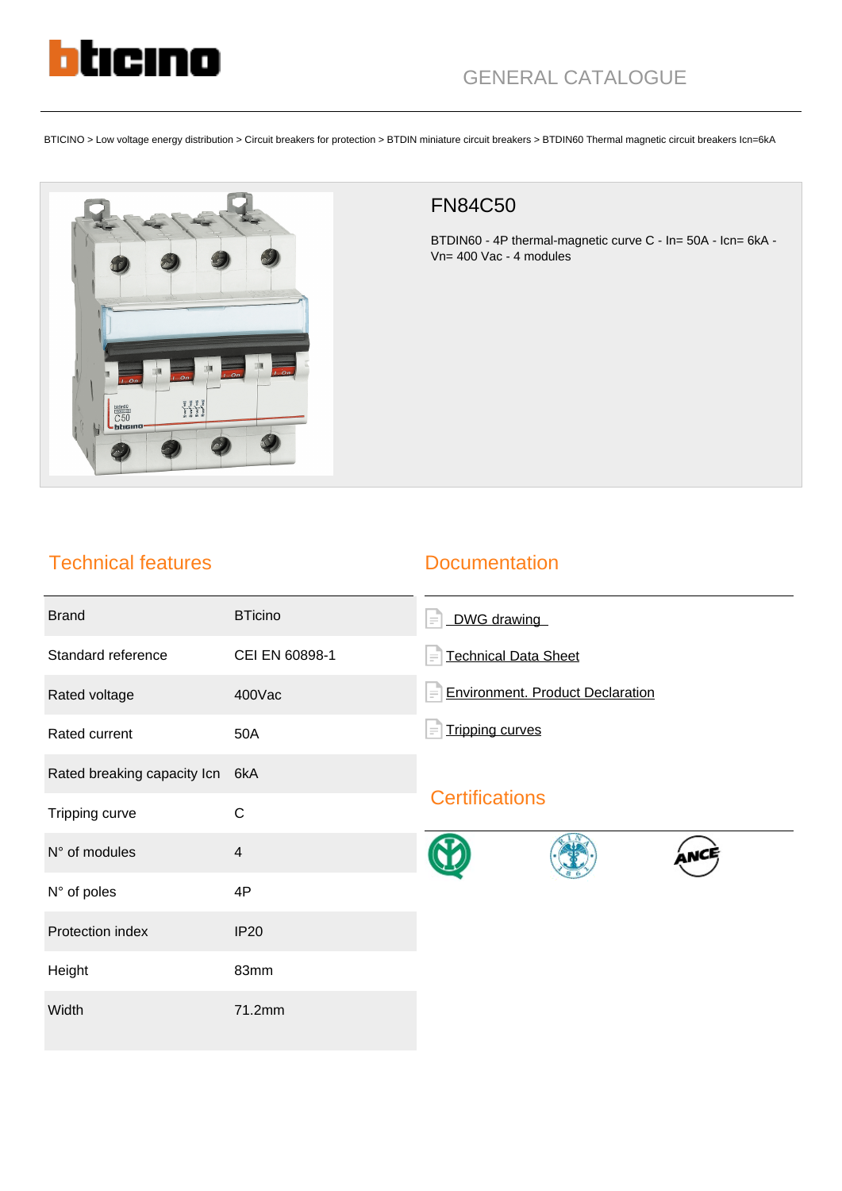GENERAL CATALOGUE

BTICINO > Low voltage energy distribution > Circuit breakers for protection > BTDIN miniature circuit breakers > BTDIN60 Thermal magnetic circuit breakers Icn=6kA

# FN84C50

BTDIN60 - 4P thermal-magnetic curve C - In= 50A - Icn= 6kA - Vn= 400 Vac - 4 modules

## Technical features

| | |
|---|---|
| Brand | BTicino |
| Standard reference | CEI EN 60898-1 |
| Rated voltage | 400Vac |
| Rated current | 50A |
| Rated breaking capacity Icn | 6kA |
| Tripping curve | C |
| N° of modules | 4 |
| N° of poles | 4P |
| Protection index | IP20 |
| Height | 83mm |
| Width | 71.2mm |

## Documentation

- DWG drawing
- Technical Data Sheet
- Environment. Product Declaration
- Tripping curves

## Certifications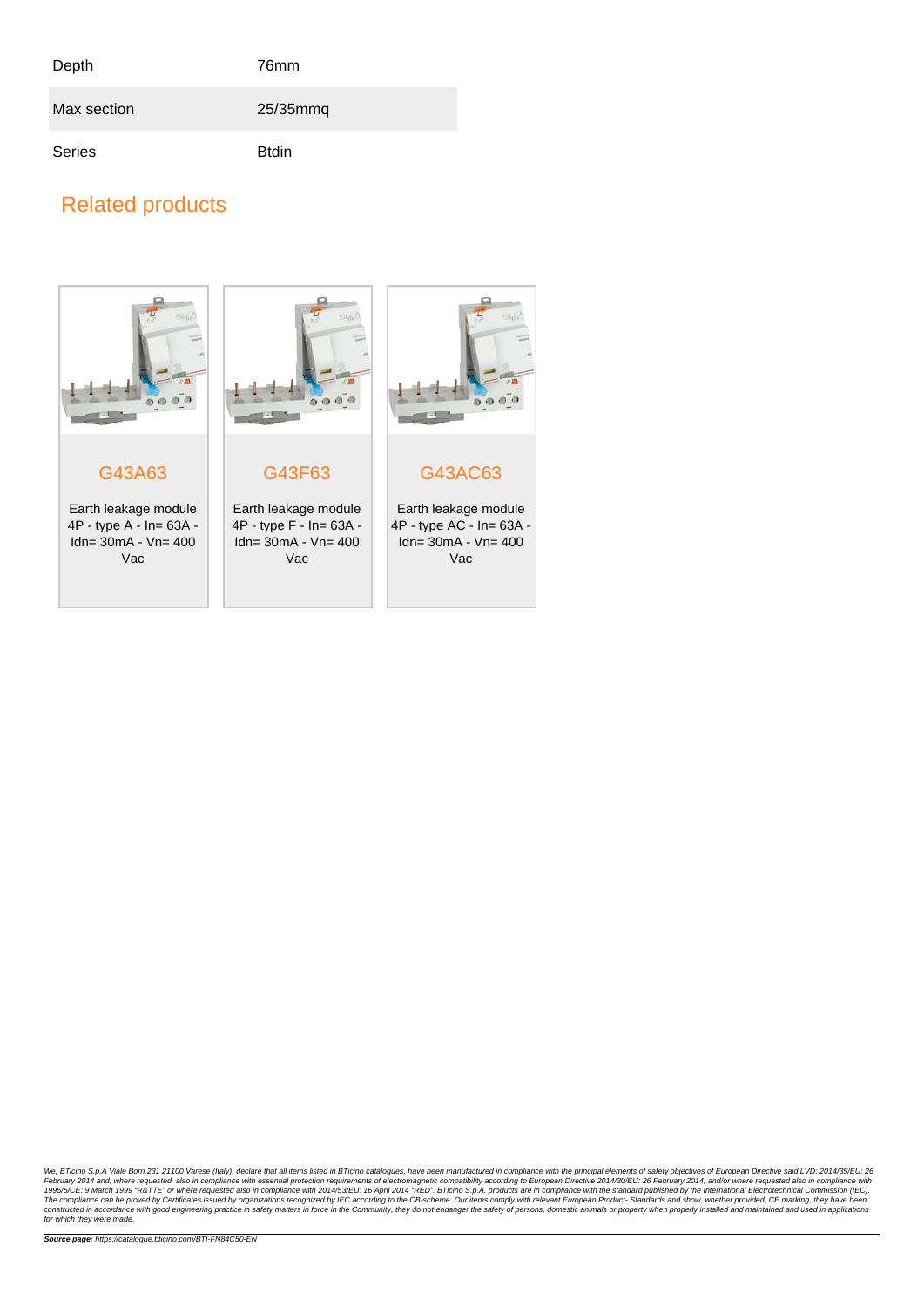| | |
|---|---|
| Depth | 76mm |
| Max section | 25/35mmq |
| Series | Btdin |

## Related products

**G43A63**

Earth leakage module 4P - type A - In= 63A - Idn= 30mA - Vn= 400 Vac

**G43F63**

Earth leakage module 4P - type F - In= 63A - Idn= 30mA - Vn= 400 Vac

**G43AC63**

Earth leakage module 4P - type AC - In= 63A - Idn= 30mA - Vn= 400 Vac

*We, BTicino S.p.A Viale Borri 231 21100 Varese (Italy), declare that all items listed in BTicino catalogues, have been manufactured in compliance with the principal elements of safety objectives of European Directive said LVD: 2014/35/EU: 26 February 2014 and, where requested, also in compliance with essential protection requirements of electromagnetic compatibility according to European Directive 2014/30/EU: 26 February 2014, and/or where requested also in compliance with 1995/5/CE: 9 March 1999 "R&TTE" or where requested also in compliance with 2014/53/EU: 16 April 2014 "RED". BTicino S.p.A. products are in compliance with the standard published by the International Electrotechnical Commission (IEC). The compliance can be proved by Certificates issued by organizations recognized by IEC according to the CB-scheme. Our items comply with relevant European Product- Standards and show, whether provided, CE marking, they have been constructed in accordance with good engineering practice in safety matters in force in the Community, they do not endanger the safety of persons, domestic animals or property when properly installed and maintained and used in applications for which they were made.*

**Source page:** *https://catalogue.bticino.com/BTI-FN84C50-EN*